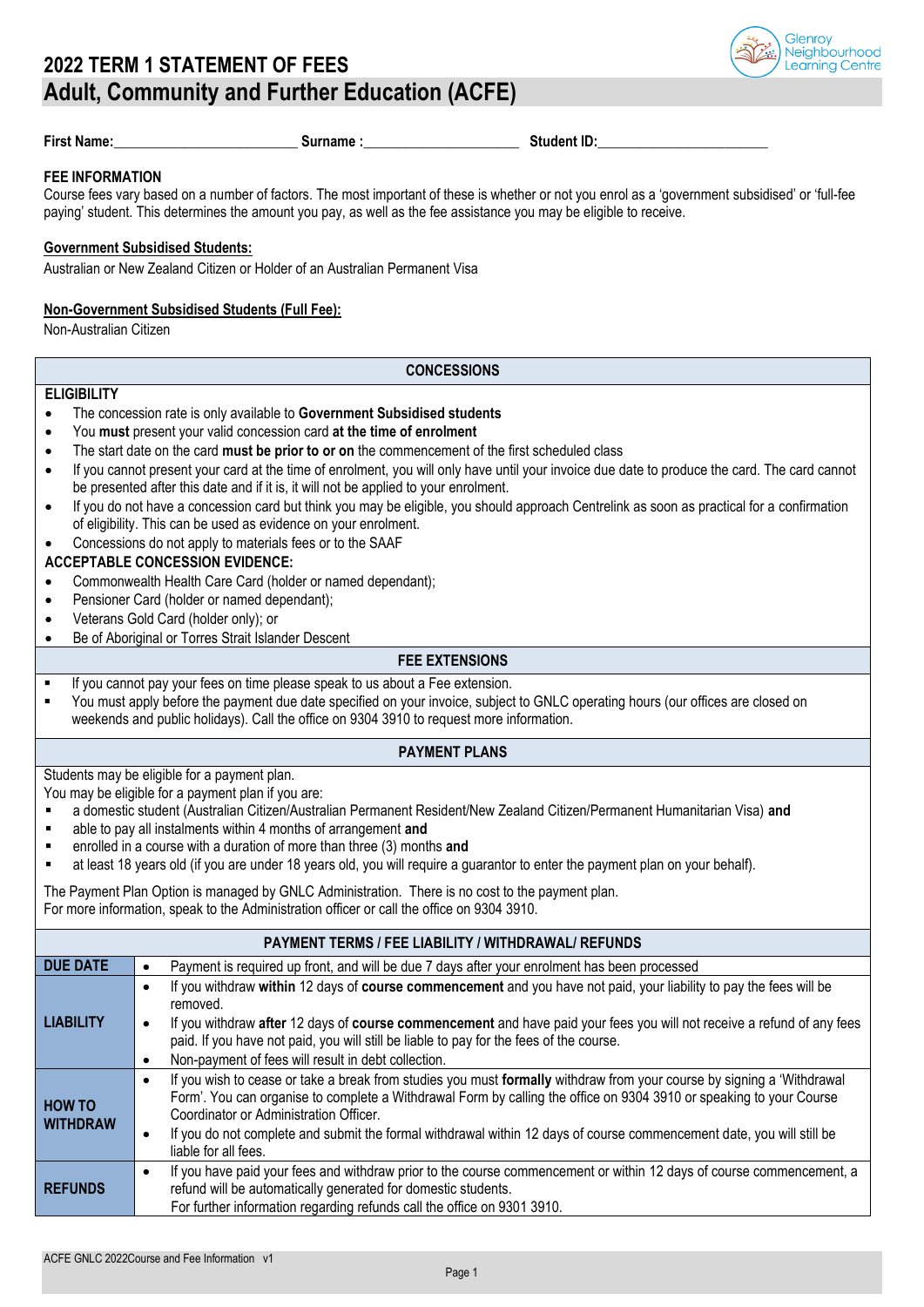# 2022 TERM 1 STATEMENT OF FEES

## Adult, Community and Further Education (ACFE)

Glenroy Neighbourhood Learning Centre

**First Name:**_________________________ **Surname :**_____________________ **Student ID:**_______________________

### FEE INFORMATION

Course fees vary based on a number of factors. The most important of these is whether or not you enrol as a 'government subsidised' or 'full-fee paying' student. This determines the amount you pay, as well as the fee assistance you may be eligible to receive.

**Government Subsidised Students:**

Australian or New Zealand Citizen or Holder of an Australian Permanent Visa

**Non-Government Subsidised Students (Full Fee):**

Non-Australian Citizen

### CONCESSIONS

**ELIGIBILITY**

- The concession rate is only available to **Government Subsidised students**
- You **must** present your valid concession card **at the time of enrolment**
- The start date on the card **must be prior to or on** the commencement of the first scheduled class
- If you cannot present your card at the time of enrolment, you will only have until your invoice due date to produce the card. The card cannot be presented after this date and if it is, it will not be applied to your enrolment.
- If you do not have a concession card but think you may be eligible, you should approach Centrelink as soon as practical for a confirmation of eligibility. This can be used as evidence on your enrolment.
- Concessions do not apply to materials fees or to the SAAF

**ACCEPTABLE CONCESSION EVIDENCE:**

- Commonwealth Health Care Card (holder or named dependant);
- Pensioner Card (holder or named dependant);
- Veterans Gold Card (holder only); or
- Be of Aboriginal or Torres Strait Islander Descent

### FEE EXTENSIONS

- If you cannot pay your fees on time please speak to us about a Fee extension.
- You must apply before the payment due date specified on your invoice, subject to GNLC operating hours (our offices are closed on weekends and public holidays). Call the office on 9304 3910 to request more information.

### PAYMENT PLANS

Students may be eligible for a payment plan.
You may be eligible for a payment plan if you are:

- a domestic student (Australian Citizen/Australian Permanent Resident/New Zealand Citizen/Permanent Humanitarian Visa) **and**
- able to pay all instalments within 4 months of arrangement **and**
- enrolled in a course with a duration of more than three (3) months **and**
- at least 18 years old (if you are under 18 years old, you will require a guarantor to enter the payment plan on your behalf).

The Payment Plan Option is managed by GNLC Administration. There is no cost to the payment plan.
For more information, speak to the Administration officer or call the office on 9304 3910.

### PAYMENT TERMS / FEE LIABILITY / WITHDRAWAL/ REFUNDS

| | |
|---|---|
| **DUE DATE** | • Payment is required up front, and will be due 7 days after your enrolment has been processed |
| **LIABILITY** | • If you withdraw **within** 12 days of **course commencement** and you have not paid, your liability to pay the fees will be removed.<br>• If you withdraw **after** 12 days of **course commencement** and have paid your fees you will not receive a refund of any fees paid. If you have not paid, you will still be liable to pay for the fees of the course.<br>• Non-payment of fees will result in debt collection. |
| **HOW TO WITHDRAW** | • If you wish to cease or take a break from studies you must **formally** withdraw from your course by signing a 'Withdrawal Form'. You can organise to complete a Withdrawal Form by calling the office on 9304 3910 or speaking to your Course Coordinator or Administration Officer.<br>• If you do not complete and submit the formal withdrawal within 12 days of course commencement date, you will still be liable for all fees. |
| **REFUNDS** | • If you have paid your fees and withdraw prior to the course commencement or within 12 days of course commencement, a refund will be automatically generated for domestic students.<br>For further information regarding refunds call the office on 9301 3910. |

ACFE GNLC 2022Course and Fee Information v1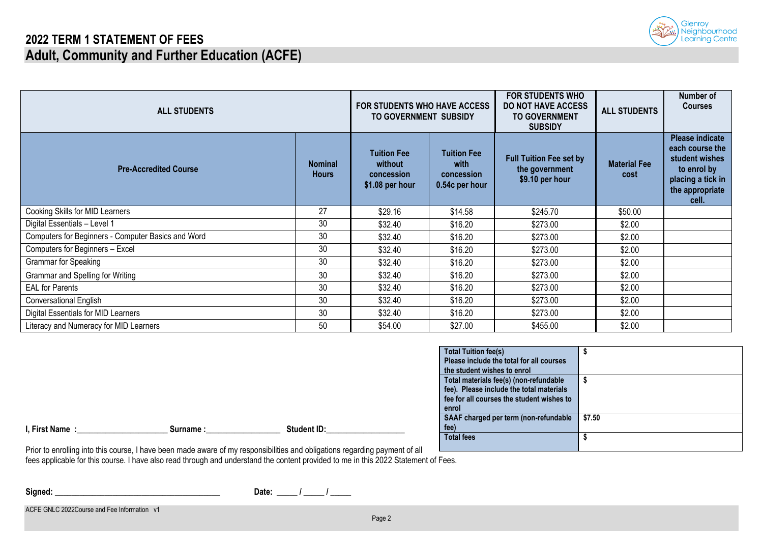# 2022 TERM 1 STATEMENT OF FEES

## Adult, Community and Further Education (ACFE)

| ALL STUDENTS | | FOR STUDENTS WHO HAVE ACCESS TO GOVERNMENT SUBSIDY | | FOR STUDENTS WHO DO NOT HAVE ACCESS TO GOVERNMENT SUBSIDY | ALL STUDENTS | Number of Courses |
|---|---|---|---|---|---|---|
| **Pre-Accredited Course** | **Nominal Hours** | **Tuition Fee without concession $1.08 per hour** | **Tuition Fee with concession 0.54c per hour** | **Full Tuition Fee set by the government $9.10 per hour** | **Material Fee cost** | **Please indicate each course the student wishes to enrol by placing a tick in the appropriate cell.** |
| Cooking Skills for MID Learners | 27 | $29.16 | $14.58 | $245.70 | $50.00 | |
| Digital Essentials – Level 1 | 30 | $32.40 | $16.20 | $273.00 | $2.00 | |
| Computers for Beginners - Computer Basics and Word | 30 | $32.40 | $16.20 | $273.00 | $2.00 | |
| Computers for Beginners – Excel | 30 | $32.40 | $16.20 | $273.00 | $2.00 | |
| Grammar for Speaking | 30 | $32.40 | $16.20 | $273.00 | $2.00 | |
| Grammar and Spelling for Writing | 30 | $32.40 | $16.20 | $273.00 | $2.00 | |
| EAL for Parents | 30 | $32.40 | $16.20 | $273.00 | $2.00 | |
| Conversational English | 30 | $32.40 | $16.20 | $273.00 | $2.00 | |
| Digital Essentials for MID Learners | 30 | $32.40 | $16.20 | $273.00 | $2.00 | |
| Literacy and Numeracy for MID Learners | 50 | $54.00 | $27.00 | $455.00 | $2.00 | |

| | |
|---|---|
| **Total Tuition fee(s)** Please include the total for all courses the student wishes to enrol | $ |
| **Total materials fee(s) (non-refundable fee).** Please include the total materials fee for all courses the student wishes to enrol | $ |
| **SAAF charged per term (non-refundable fee)** | $7.50 |
| **Total fees** | $ |

**I, First Name :**_____________________ **Surname :**_________________ **Student ID:**___________________

Prior to enrolling into this course, I have been made aware of my responsibilities and obligations regarding payment of all fees applicable for this course. I have also read through and understand the content provided to me in this 2022 Statement of Fees.

**Signed:** ________________________________________ **Date:** _____ / _____ / _____

ACFE GNLC 2022Course and Fee Information v1